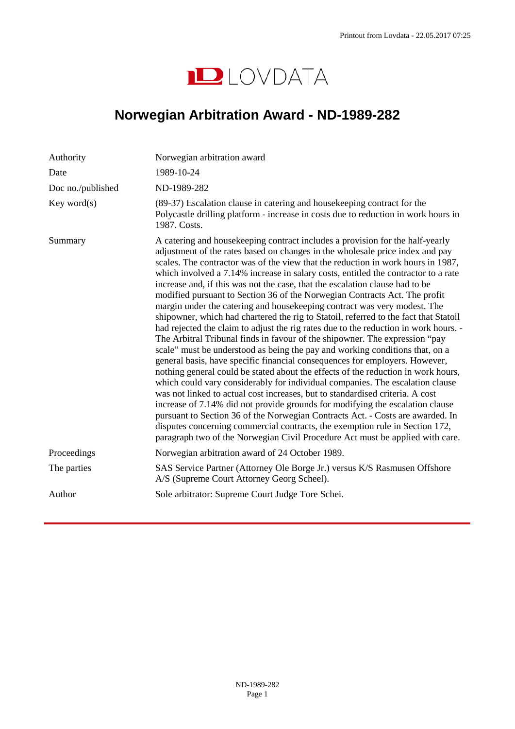# Norwegian Arbitration Award - ND-1989-282

| | |
|---|---|
| Authority | Norwegian arbitration award |
| Date | 1989-10-24 |
| Doc no./published | ND-1989-282 |
| Key word(s) | (89-37) Escalation clause in catering and housekeeping contract for the Polycastle drilling platform - increase in costs due to reduction in work hours in 1987. Costs. |
| Summary | A catering and housekeeping contract includes a provision for the half-yearly adjustment of the rates based on changes in the wholesale price index and pay scales. The contractor was of the view that the reduction in work hours in 1987, which involved a 7.14% increase in salary costs, entitled the contractor to a rate increase and, if this was not the case, that the escalation clause had to be modified pursuant to Section 36 of the Norwegian Contracts Act. The profit margin under the catering and housekeeping contract was very modest. The shipowner, which had chartered the rig to Statoil, referred to the fact that Statoil had rejected the claim to adjust the rig rates due to the reduction in work hours. - The Arbitral Tribunal finds in favour of the shipowner. The expression "pay scale" must be understood as being the pay and working conditions that, on a general basis, have specific financial consequences for employers. However, nothing general could be stated about the effects of the reduction in work hours, which could vary considerably for individual companies. The escalation clause was not linked to actual cost increases, but to standardised criteria. A cost increase of 7.14% did not provide grounds for modifying the escalation clause pursuant to Section 36 of the Norwegian Contracts Act. - Costs are awarded. In disputes concerning commercial contracts, the exemption rule in Section 172, paragraph two of the Norwegian Civil Procedure Act must be applied with care. |
| Proceedings | Norwegian arbitration award of 24 October 1989. |
| The parties | SAS Service Partner (Attorney Ole Borge Jr.) versus K/S Rasmusen Offshore A/S (Supreme Court Attorney Georg Scheel). |
| Author | Sole arbitrator: Supreme Court Judge Tore Schei. |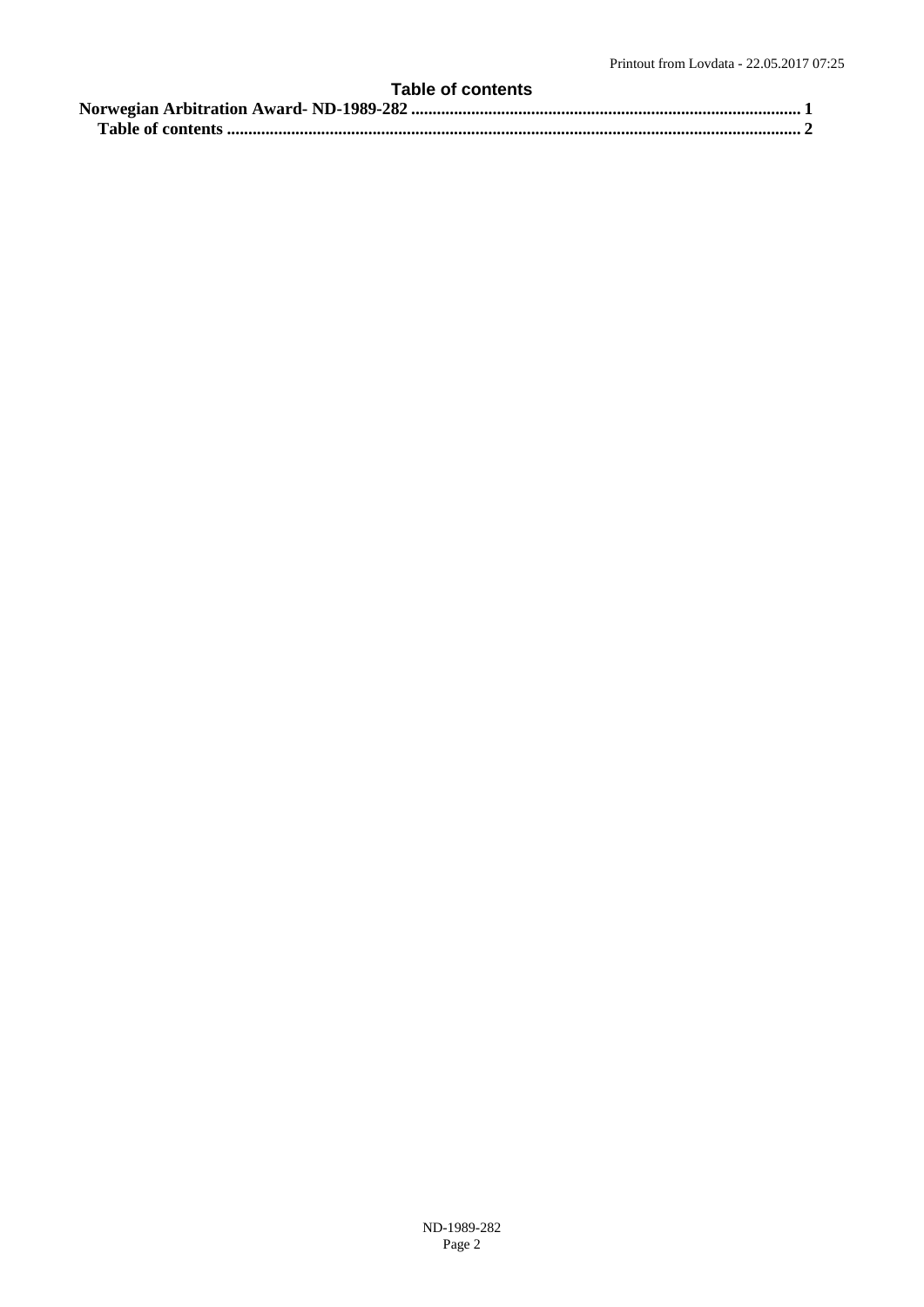## Table of contents

**Norwegian Arbitration Award- ND-1989-282 .......................................................................................... 1**

**Table of contents .................................................................................................................................... 2**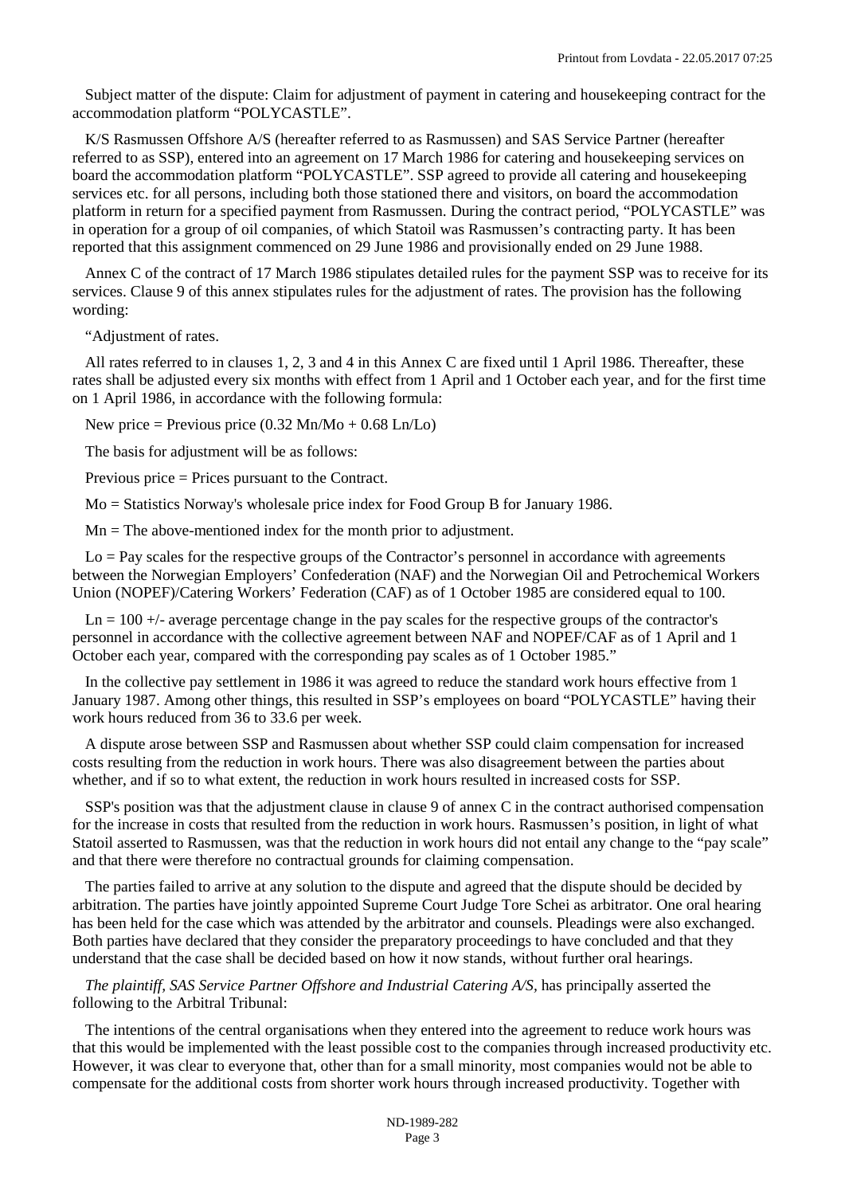Subject matter of the dispute: Claim for adjustment of payment in catering and housekeeping contract for the accommodation platform "POLYCASTLE".

K/S Rasmussen Offshore A/S (hereafter referred to as Rasmussen) and SAS Service Partner (hereafter referred to as SSP), entered into an agreement on 17 March 1986 for catering and housekeeping services on board the accommodation platform "POLYCASTLE". SSP agreed to provide all catering and housekeeping services etc. for all persons, including both those stationed there and visitors, on board the accommodation platform in return for a specified payment from Rasmussen. During the contract period, "POLYCASTLE" was in operation for a group of oil companies, of which Statoil was Rasmussen's contracting party. It has been reported that this assignment commenced on 29 June 1986 and provisionally ended on 29 June 1988.

Annex C of the contract of 17 March 1986 stipulates detailed rules for the payment SSP was to receive for its services. Clause 9 of this annex stipulates rules for the adjustment of rates. The provision has the following wording:

"Adjustment of rates.

All rates referred to in clauses 1, 2, 3 and 4 in this Annex C are fixed until 1 April 1986. Thereafter, these rates shall be adjusted every six months with effect from 1 April and 1 October each year, and for the first time on 1 April 1986, in accordance with the following formula:

New price = Previous price (0.32 Mn/Mo + 0.68 Ln/Lo)

The basis for adjustment will be as follows:

Previous price = Prices pursuant to the Contract.

Mo = Statistics Norway's wholesale price index for Food Group B for January 1986.

Mn = The above-mentioned index for the month prior to adjustment.

Lo = Pay scales for the respective groups of the Contractor's personnel in accordance with agreements between the Norwegian Employers' Confederation (NAF) and the Norwegian Oil and Petrochemical Workers Union (NOPEF)/Catering Workers' Federation (CAF) as of 1 October 1985 are considered equal to 100.

Ln = 100 +/- average percentage change in the pay scales for the respective groups of the contractor's personnel in accordance with the collective agreement between NAF and NOPEF/CAF as of 1 April and 1 October each year, compared with the corresponding pay scales as of 1 October 1985."

In the collective pay settlement in 1986 it was agreed to reduce the standard work hours effective from 1 January 1987. Among other things, this resulted in SSP's employees on board "POLYCASTLE" having their work hours reduced from 36 to 33.6 per week.

A dispute arose between SSP and Rasmussen about whether SSP could claim compensation for increased costs resulting from the reduction in work hours. There was also disagreement between the parties about whether, and if so to what extent, the reduction in work hours resulted in increased costs for SSP.

SSP's position was that the adjustment clause in clause 9 of annex C in the contract authorised compensation for the increase in costs that resulted from the reduction in work hours. Rasmussen's position, in light of what Statoil asserted to Rasmussen, was that the reduction in work hours did not entail any change to the "pay scale" and that there were therefore no contractual grounds for claiming compensation.

The parties failed to arrive at any solution to the dispute and agreed that the dispute should be decided by arbitration. The parties have jointly appointed Supreme Court Judge Tore Schei as arbitrator. One oral hearing has been held for the case which was attended by the arbitrator and counsels. Pleadings were also exchanged. Both parties have declared that they consider the preparatory proceedings to have concluded and that they understand that the case shall be decided based on how it now stands, without further oral hearings.

*The plaintiff, SAS Service Partner Offshore and Industrial Catering A/S,* has principally asserted the following to the Arbitral Tribunal:

The intentions of the central organisations when they entered into the agreement to reduce work hours was that this would be implemented with the least possible cost to the companies through increased productivity etc. However, it was clear to everyone that, other than for a small minority, most companies would not be able to compensate for the additional costs from shorter work hours through increased productivity. Together with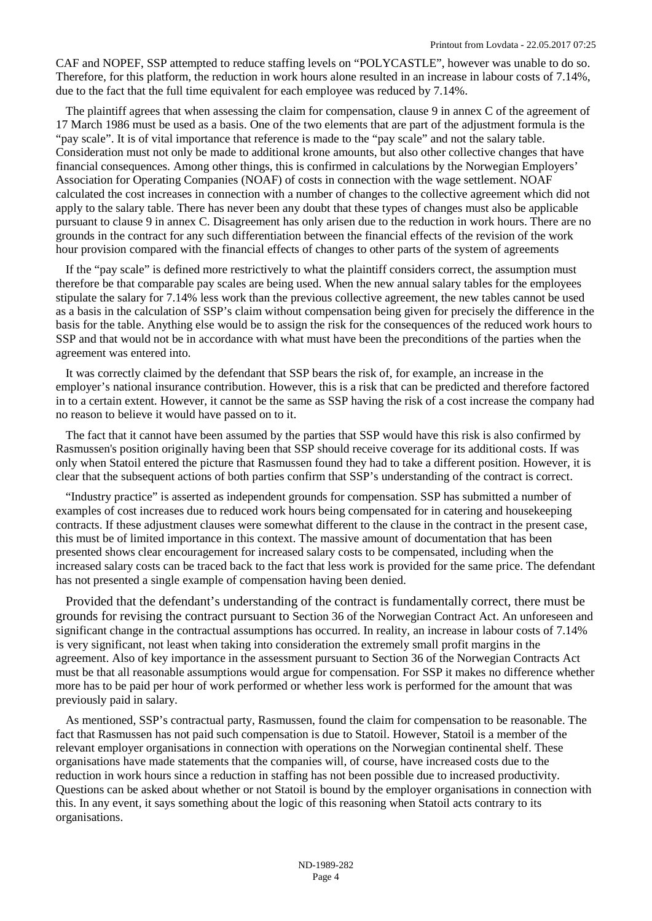CAF and NOPEF, SSP attempted to reduce staffing levels on "POLYCASTLE", however was unable to do so. Therefore, for this platform, the reduction in work hours alone resulted in an increase in labour costs of 7.14%, due to the fact that the full time equivalent for each employee was reduced by 7.14%.

The plaintiff agrees that when assessing the claim for compensation, clause 9 in annex C of the agreement of 17 March 1986 must be used as a basis. One of the two elements that are part of the adjustment formula is the "pay scale". It is of vital importance that reference is made to the "pay scale" and not the salary table. Consideration must not only be made to additional krone amounts, but also other collective changes that have financial consequences. Among other things, this is confirmed in calculations by the Norwegian Employers' Association for Operating Companies (NOAF) of costs in connection with the wage settlement. NOAF calculated the cost increases in connection with a number of changes to the collective agreement which did not apply to the salary table. There has never been any doubt that these types of changes must also be applicable pursuant to clause 9 in annex C. Disagreement has only arisen due to the reduction in work hours. There are no grounds in the contract for any such differentiation between the financial effects of the revision of the work hour provision compared with the financial effects of changes to other parts of the system of agreements

If the "pay scale" is defined more restrictively to what the plaintiff considers correct, the assumption must therefore be that comparable pay scales are being used. When the new annual salary tables for the employees stipulate the salary for 7.14% less work than the previous collective agreement, the new tables cannot be used as a basis in the calculation of SSP's claim without compensation being given for precisely the difference in the basis for the table. Anything else would be to assign the risk for the consequences of the reduced work hours to SSP and that would not be in accordance with what must have been the preconditions of the parties when the agreement was entered into.

It was correctly claimed by the defendant that SSP bears the risk of, for example, an increase in the employer's national insurance contribution. However, this is a risk that can be predicted and therefore factored in to a certain extent. However, it cannot be the same as SSP having the risk of a cost increase the company had no reason to believe it would have passed on to it.

The fact that it cannot have been assumed by the parties that SSP would have this risk is also confirmed by Rasmussen's position originally having been that SSP should receive coverage for its additional costs. If was only when Statoil entered the picture that Rasmussen found they had to take a different position. However, it is clear that the subsequent actions of both parties confirm that SSP's understanding of the contract is correct.

"Industry practice" is asserted as independent grounds for compensation. SSP has submitted a number of examples of cost increases due to reduced work hours being compensated for in catering and housekeeping contracts. If these adjustment clauses were somewhat different to the clause in the contract in the present case, this must be of limited importance in this context. The massive amount of documentation that has been presented shows clear encouragement for increased salary costs to be compensated, including when the increased salary costs can be traced back to the fact that less work is provided for the same price. The defendant has not presented a single example of compensation having been denied.

Provided that the defendant's understanding of the contract is fundamentally correct, there must be grounds for revising the contract pursuant to Section 36 of the Norwegian Contract Act. An unforeseen and significant change in the contractual assumptions has occurred. In reality, an increase in labour costs of 7.14% is very significant, not least when taking into consideration the extremely small profit margins in the agreement. Also of key importance in the assessment pursuant to Section 36 of the Norwegian Contracts Act must be that all reasonable assumptions would argue for compensation. For SSP it makes no difference whether more has to be paid per hour of work performed or whether less work is performed for the amount that was previously paid in salary.

As mentioned, SSP's contractual party, Rasmussen, found the claim for compensation to be reasonable. The fact that Rasmussen has not paid such compensation is due to Statoil. However, Statoil is a member of the relevant employer organisations in connection with operations on the Norwegian continental shelf. These organisations have made statements that the companies will, of course, have increased costs due to the reduction in work hours since a reduction in staffing has not been possible due to increased productivity. Questions can be asked about whether or not Statoil is bound by the employer organisations in connection with this. In any event, it says something about the logic of this reasoning when Statoil acts contrary to its organisations.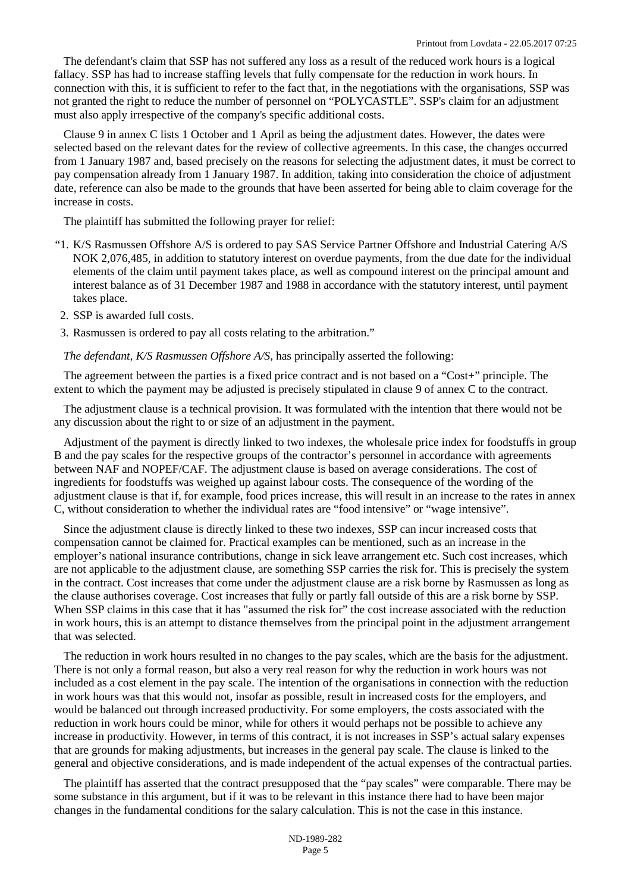The defendant's claim that SSP has not suffered any loss as a result of the reduced work hours is a logical fallacy. SSP has had to increase staffing levels that fully compensate for the reduction in work hours. In connection with this, it is sufficient to refer to the fact that, in the negotiations with the organisations, SSP was not granted the right to reduce the number of personnel on "POLYCASTLE". SSP's claim for an adjustment must also apply irrespective of the company's specific additional costs.

Clause 9 in annex C lists 1 October and 1 April as being the adjustment dates. However, the dates were selected based on the relevant dates for the review of collective agreements. In this case, the changes occurred from 1 January 1987 and, based precisely on the reasons for selecting the adjustment dates, it must be correct to pay compensation already from 1 January 1987. In addition, taking into consideration the choice of adjustment date, reference can also be made to the grounds that have been asserted for being able to claim coverage for the increase in costs.

The plaintiff has submitted the following prayer for relief:

"1. K/S Rasmussen Offshore A/S is ordered to pay SAS Service Partner Offshore and Industrial Catering A/S NOK 2,076,485, in addition to statutory interest on overdue payments, from the due date for the individual elements of the claim until payment takes place, as well as compound interest on the principal amount and interest balance as of 31 December 1987 and 1988 in accordance with the statutory interest, until payment takes place.

2. SSP is awarded full costs.

3. Rasmussen is ordered to pay all costs relating to the arbitration."

*The defendant, K/S Rasmussen Offshore A/S,* has principally asserted the following:

The agreement between the parties is a fixed price contract and is not based on a "Cost+" principle. The extent to which the payment may be adjusted is precisely stipulated in clause 9 of annex C to the contract.

The adjustment clause is a technical provision. It was formulated with the intention that there would not be any discussion about the right to or size of an adjustment in the payment.

Adjustment of the payment is directly linked to two indexes, the wholesale price index for foodstuffs in group B and the pay scales for the respective groups of the contractor's personnel in accordance with agreements between NAF and NOPEF/CAF. The adjustment clause is based on average considerations. The cost of ingredients for foodstuffs was weighed up against labour costs. The consequence of the wording of the adjustment clause is that if, for example, food prices increase, this will result in an increase to the rates in annex C, without consideration to whether the individual rates are "food intensive" or "wage intensive".

Since the adjustment clause is directly linked to these two indexes, SSP can incur increased costs that compensation cannot be claimed for. Practical examples can be mentioned, such as an increase in the employer's national insurance contributions, change in sick leave arrangement etc. Such cost increases, which are not applicable to the adjustment clause, are something SSP carries the risk for. This is precisely the system in the contract. Cost increases that come under the adjustment clause are a risk borne by Rasmussen as long as the clause authorises coverage. Cost increases that fully or partly fall outside of this are a risk borne by SSP. When SSP claims in this case that it has "assumed the risk for" the cost increase associated with the reduction in work hours, this is an attempt to distance themselves from the principal point in the adjustment arrangement that was selected.

The reduction in work hours resulted in no changes to the pay scales, which are the basis for the adjustment. There is not only a formal reason, but also a very real reason for why the reduction in work hours was not included as a cost element in the pay scale. The intention of the organisations in connection with the reduction in work hours was that this would not, insofar as possible, result in increased costs for the employers, and would be balanced out through increased productivity. For some employers, the costs associated with the reduction in work hours could be minor, while for others it would perhaps not be possible to achieve any increase in productivity. However, in terms of this contract, it is not increases in SSP's actual salary expenses that are grounds for making adjustments, but increases in the general pay scale. The clause is linked to the general and objective considerations, and is made independent of the actual expenses of the contractual parties.

The plaintiff has asserted that the contract presupposed that the "pay scales" were comparable. There may be some substance in this argument, but if it was to be relevant in this instance there had to have been major changes in the fundamental conditions for the salary calculation. This is not the case in this instance.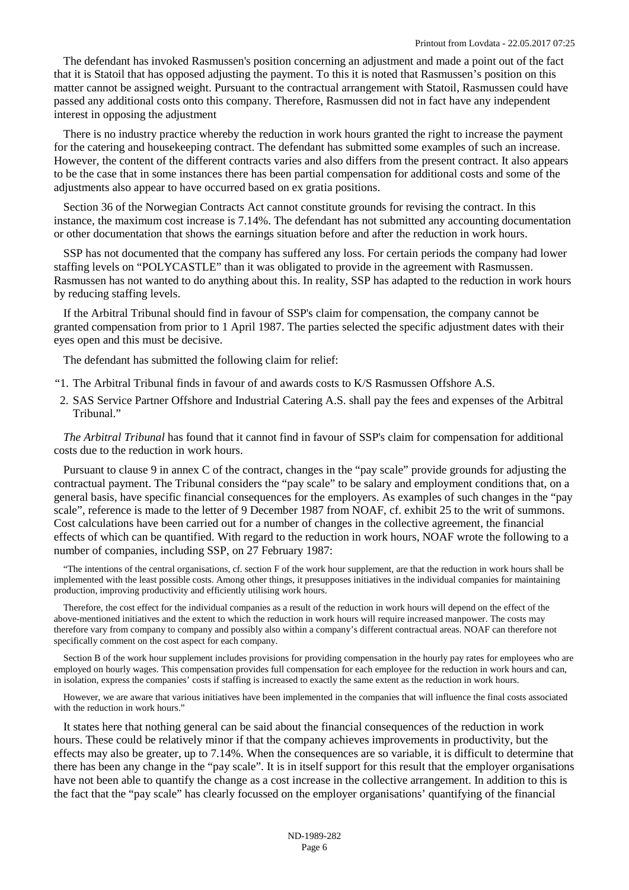The defendant has invoked Rasmussen's position concerning an adjustment and made a point out of the fact that it is Statoil that has opposed adjusting the payment. To this it is noted that Rasmussen's position on this matter cannot be assigned weight. Pursuant to the contractual arrangement with Statoil, Rasmussen could have passed any additional costs onto this company. Therefore, Rasmussen did not in fact have any independent interest in opposing the adjustment

There is no industry practice whereby the reduction in work hours granted the right to increase the payment for the catering and housekeeping contract. The defendant has submitted some examples of such an increase. However, the content of the different contracts varies and also differs from the present contract. It also appears to be the case that in some instances there has been partial compensation for additional costs and some of the adjustments also appear to have occurred based on ex gratia positions.

Section 36 of the Norwegian Contracts Act cannot constitute grounds for revising the contract. In this instance, the maximum cost increase is 7.14%. The defendant has not submitted any accounting documentation or other documentation that shows the earnings situation before and after the reduction in work hours.

SSP has not documented that the company has suffered any loss. For certain periods the company had lower staffing levels on "POLYCASTLE" than it was obligated to provide in the agreement with Rasmussen. Rasmussen has not wanted to do anything about this. In reality, SSP has adapted to the reduction in work hours by reducing staffing levels.

If the Arbitral Tribunal should find in favour of SSP's claim for compensation, the company cannot be granted compensation from prior to 1 April 1987. The parties selected the specific adjustment dates with their eyes open and this must be decisive.

The defendant has submitted the following claim for relief:

"1. The Arbitral Tribunal finds in favour of and awards costs to K/S Rasmussen Offshore A.S.

2. SAS Service Partner Offshore and Industrial Catering A.S. shall pay the fees and expenses of the Arbitral Tribunal."

*The Arbitral Tribunal* has found that it cannot find in favour of SSP's claim for compensation for additional costs due to the reduction in work hours.

Pursuant to clause 9 in annex C of the contract, changes in the "pay scale" provide grounds for adjusting the contractual payment. The Tribunal considers the "pay scale" to be salary and employment conditions that, on a general basis, have specific financial consequences for the employers. As examples of such changes in the "pay scale", reference is made to the letter of 9 December 1987 from NOAF, cf. exhibit 25 to the writ of summons. Cost calculations have been carried out for a number of changes in the collective agreement, the financial effects of which can be quantified. With regard to the reduction in work hours, NOAF wrote the following to a number of companies, including SSP, on 27 February 1987:

> "The intentions of the central organisations, cf. section F of the work hour supplement, are that the reduction in work hours shall be implemented with the least possible costs. Among other things, it presupposes initiatives in the individual companies for maintaining production, improving productivity and efficiently utilising work hours.
>
> Therefore, the cost effect for the individual companies as a result of the reduction in work hours will depend on the effect of the above-mentioned initiatives and the extent to which the reduction in work hours will require increased manpower. The costs may therefore vary from company to company and possibly also within a company's different contractual areas. NOAF can therefore not specifically comment on the cost aspect for each company.
>
> Section B of the work hour supplement includes provisions for providing compensation in the hourly pay rates for employees who are employed on hourly wages. This compensation provides full compensation for each employee for the reduction in work hours and can, in isolation, express the companies' costs if staffing is increased to exactly the same extent as the reduction in work hours.
>
> However, we are aware that various initiatives have been implemented in the companies that will influence the final costs associated with the reduction in work hours."

It states here that nothing general can be said about the financial consequences of the reduction in work hours. These could be relatively minor if that the company achieves improvements in productivity, but the effects may also be greater, up to 7.14%. When the consequences are so variable, it is difficult to determine that there has been any change in the "pay scale". It is in itself support for this result that the employer organisations have not been able to quantify the change as a cost increase in the collective arrangement. In addition to this is the fact that the "pay scale" has clearly focussed on the employer organisations' quantifying of the financial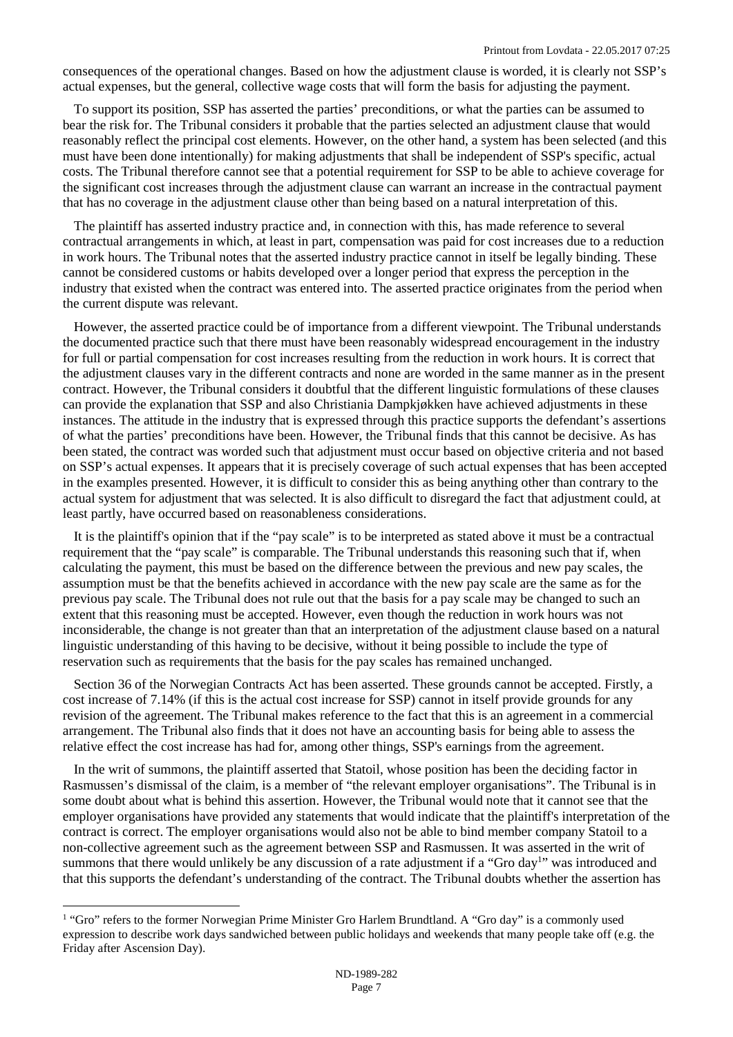consequences of the operational changes. Based on how the adjustment clause is worded, it is clearly not SSP's actual expenses, but the general, collective wage costs that will form the basis for adjusting the payment.

To support its position, SSP has asserted the parties' preconditions, or what the parties can be assumed to bear the risk for. The Tribunal considers it probable that the parties selected an adjustment clause that would reasonably reflect the principal cost elements. However, on the other hand, a system has been selected (and this must have been done intentionally) for making adjustments that shall be independent of SSP's specific, actual costs. The Tribunal therefore cannot see that a potential requirement for SSP to be able to achieve coverage for the significant cost increases through the adjustment clause can warrant an increase in the contractual payment that has no coverage in the adjustment clause other than being based on a natural interpretation of this.

The plaintiff has asserted industry practice and, in connection with this, has made reference to several contractual arrangements in which, at least in part, compensation was paid for cost increases due to a reduction in work hours. The Tribunal notes that the asserted industry practice cannot in itself be legally binding. These cannot be considered customs or habits developed over a longer period that express the perception in the industry that existed when the contract was entered into. The asserted practice originates from the period when the current dispute was relevant.

However, the asserted practice could be of importance from a different viewpoint. The Tribunal understands the documented practice such that there must have been reasonably widespread encouragement in the industry for full or partial compensation for cost increases resulting from the reduction in work hours. It is correct that the adjustment clauses vary in the different contracts and none are worded in the same manner as in the present contract. However, the Tribunal considers it doubtful that the different linguistic formulations of these clauses can provide the explanation that SSP and also Christiania Dampkjøkken have achieved adjustments in these instances. The attitude in the industry that is expressed through this practice supports the defendant's assertions of what the parties' preconditions have been. However, the Tribunal finds that this cannot be decisive. As has been stated, the contract was worded such that adjustment must occur based on objective criteria and not based on SSP's actual expenses. It appears that it is precisely coverage of such actual expenses that has been accepted in the examples presented. However, it is difficult to consider this as being anything other than contrary to the actual system for adjustment that was selected. It is also difficult to disregard the fact that adjustment could, at least partly, have occurred based on reasonableness considerations.

It is the plaintiff's opinion that if the "pay scale" is to be interpreted as stated above it must be a contractual requirement that the "pay scale" is comparable. The Tribunal understands this reasoning such that if, when calculating the payment, this must be based on the difference between the previous and new pay scales, the assumption must be that the benefits achieved in accordance with the new pay scale are the same as for the previous pay scale. The Tribunal does not rule out that the basis for a pay scale may be changed to such an extent that this reasoning must be accepted. However, even though the reduction in work hours was not inconsiderable, the change is not greater than that an interpretation of the adjustment clause based on a natural linguistic understanding of this having to be decisive, without it being possible to include the type of reservation such as requirements that the basis for the pay scales has remained unchanged.

Section 36 of the Norwegian Contracts Act has been asserted. These grounds cannot be accepted. Firstly, a cost increase of 7.14% (if this is the actual cost increase for SSP) cannot in itself provide grounds for any revision of the agreement. The Tribunal makes reference to the fact that this is an agreement in a commercial arrangement. The Tribunal also finds that it does not have an accounting basis for being able to assess the relative effect the cost increase has had for, among other things, SSP's earnings from the agreement.

In the writ of summons, the plaintiff asserted that Statoil, whose position has been the deciding factor in Rasmussen's dismissal of the claim, is a member of "the relevant employer organisations". The Tribunal is in some doubt about what is behind this assertion. However, the Tribunal would note that it cannot see that the employer organisations have provided any statements that would indicate that the plaintiff's interpretation of the contract is correct. The employer organisations would also not be able to bind member company Statoil to a non-collective agreement such as the agreement between SSP and Rasmussen. It was asserted in the writ of summons that there would unlikely be any discussion of a rate adjustment if a "Gro day[1]" was introduced and that this supports the defendant's understanding of the contract. The Tribunal doubts whether the assertion has

[1] "Gro" refers to the former Norwegian Prime Minister Gro Harlem Brundtland. A "Gro day" is a commonly used expression to describe work days sandwiched between public holidays and weekends that many people take off (e.g. the Friday after Ascension Day).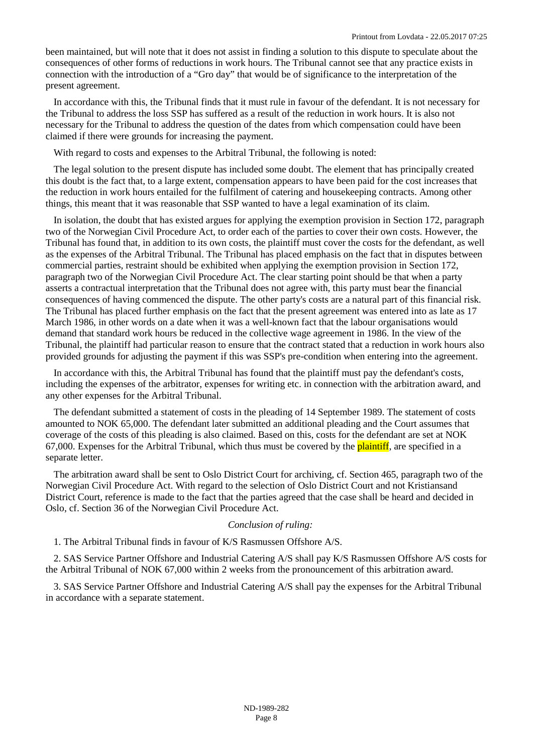been maintained, but will note that it does not assist in finding a solution to this dispute to speculate about the consequences of other forms of reductions in work hours. The Tribunal cannot see that any practice exists in connection with the introduction of a "Gro day" that would be of significance to the interpretation of the present agreement.

In accordance with this, the Tribunal finds that it must rule in favour of the defendant. It is not necessary for the Tribunal to address the loss SSP has suffered as a result of the reduction in work hours. It is also not necessary for the Tribunal to address the question of the dates from which compensation could have been claimed if there were grounds for increasing the payment.

With regard to costs and expenses to the Arbitral Tribunal, the following is noted:

The legal solution to the present dispute has included some doubt. The element that has principally created this doubt is the fact that, to a large extent, compensation appears to have been paid for the cost increases that the reduction in work hours entailed for the fulfilment of catering and housekeeping contracts. Among other things, this meant that it was reasonable that SSP wanted to have a legal examination of its claim.

In isolation, the doubt that has existed argues for applying the exemption provision in Section 172, paragraph two of the Norwegian Civil Procedure Act, to order each of the parties to cover their own costs. However, the Tribunal has found that, in addition to its own costs, the plaintiff must cover the costs for the defendant, as well as the expenses of the Arbitral Tribunal. The Tribunal has placed emphasis on the fact that in disputes between commercial parties, restraint should be exhibited when applying the exemption provision in Section 172, paragraph two of the Norwegian Civil Procedure Act. The clear starting point should be that when a party asserts a contractual interpretation that the Tribunal does not agree with, this party must bear the financial consequences of having commenced the dispute. The other party's costs are a natural part of this financial risk. The Tribunal has placed further emphasis on the fact that the present agreement was entered into as late as 17 March 1986, in other words on a date when it was a well-known fact that the labour organisations would demand that standard work hours be reduced in the collective wage agreement in 1986. In the view of the Tribunal, the plaintiff had particular reason to ensure that the contract stated that a reduction in work hours also provided grounds for adjusting the payment if this was SSP's pre-condition when entering into the agreement.

In accordance with this, the Arbitral Tribunal has found that the plaintiff must pay the defendant's costs, including the expenses of the arbitrator, expenses for writing etc. in connection with the arbitration award, and any other expenses for the Arbitral Tribunal.

The defendant submitted a statement of costs in the pleading of 14 September 1989. The statement of costs amounted to NOK 65,000. The defendant later submitted an additional pleading and the Court assumes that coverage of the costs of this pleading is also claimed. Based on this, costs for the defendant are set at NOK 67,000. Expenses for the Arbitral Tribunal, which thus must be covered by the plaintiff, are specified in a separate letter.

The arbitration award shall be sent to Oslo District Court for archiving, cf. Section 465, paragraph two of the Norwegian Civil Procedure Act. With regard to the selection of Oslo District Court and not Kristiansand District Court, reference is made to the fact that the parties agreed that the case shall be heard and decided in Oslo, cf. Section 36 of the Norwegian Civil Procedure Act.

*Conclusion of ruling:*

1. The Arbitral Tribunal finds in favour of K/S Rasmussen Offshore A/S.

2. SAS Service Partner Offshore and Industrial Catering A/S shall pay K/S Rasmussen Offshore A/S costs for the Arbitral Tribunal of NOK 67,000 within 2 weeks from the pronouncement of this arbitration award.

3. SAS Service Partner Offshore and Industrial Catering A/S shall pay the expenses for the Arbitral Tribunal in accordance with a separate statement.